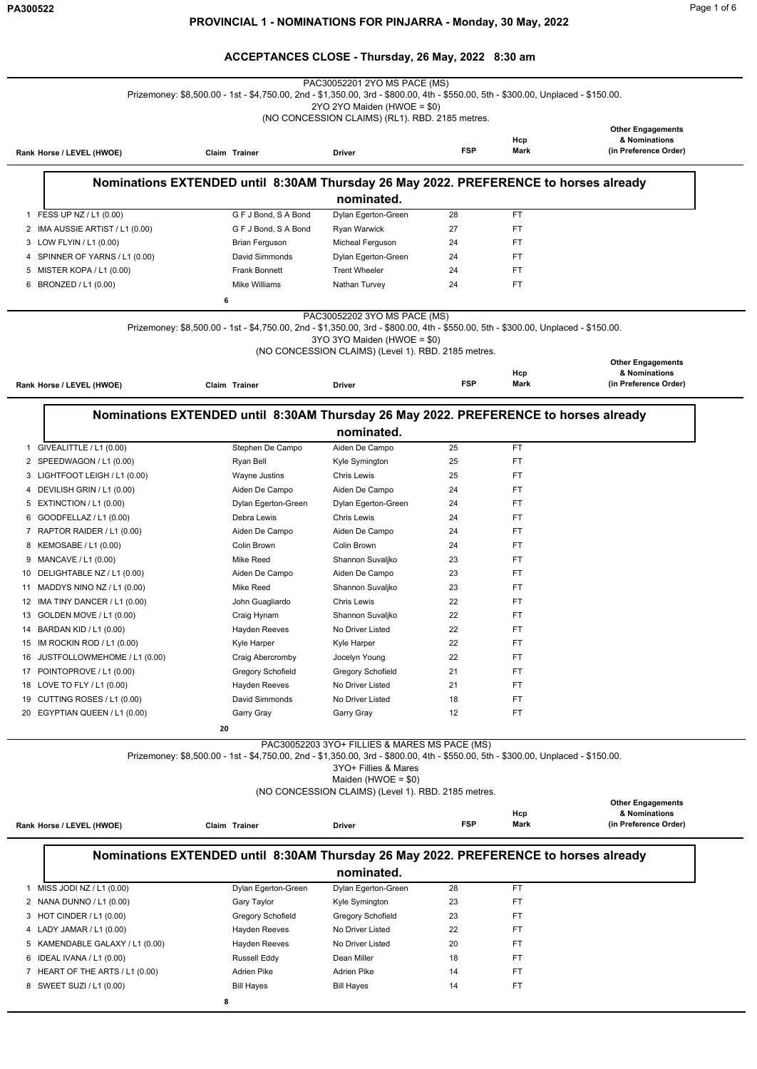# PROVINCIAL 1 - NOMINATIONS FOR PINJARRA - Monday, 30 May, 2022

## ACCEPTANCES CLOSE - Thursday, 26 May, 2022 8:30 am

### PAC30052201 2YO MS PACE (MS)

Prizemoney: $8,500.00 - 1st - $4,750.00, 2nd - $1,350.00, 3rd - $800.00, 4th - $550.00, 5th - $300.00, Unplaced - $150.00.
2YO 2YO Maiden (HWOE = $0)
(NO CONCESSION CLAIMS) (RL1). RBD. 2185 metres.

**Nominations EXTENDED until 8:30AM Thursday 26 May 2022. PREFERENCE to horses already nominated.**

| Rank | Horse / LEVEL (HWOE) | Claim | Trainer | Driver | FSP | Hcp Mark | Other Engagements & Nominations (in Preference Order) |
|---|---|---|---|---|---|---|---|
| 1 | FESS UP NZ / L1 (0.00) | | G F J Bond, S A Bond | Dylan Egerton-Green | 28 | FT | |
| 2 | IMA AUSSIE ARTIST / L1 (0.00) | | G F J Bond, S A Bond | Ryan Warwick | 27 | FT | |
| 3 | LOW FLYIN / L1 (0.00) | | Brian Ferguson | Micheal Ferguson | 24 | FT | |
| 4 | SPINNER OF YARNS / L1 (0.00) | | David Simmonds | Dylan Egerton-Green | 24 | FT | |
| 5 | MISTER KOPA / L1 (0.00) | | Frank Bonnett | Trent Wheeler | 24 | FT | |
| 6 | BRONZED / L1 (0.00) | | Mike Williams | Nathan Turvey | 24 | FT | |

6

### PAC30052202 3YO MS PACE (MS)

Prizemoney: $8,500.00 - 1st - $4,750.00, 2nd - $1,350.00, 3rd - $800.00, 4th - $550.00, 5th - $300.00, Unplaced - $150.00.
3YO 3YO Maiden (HWOE = $0)
(NO CONCESSION CLAIMS) (Level 1). RBD. 2185 metres.

**Nominations EXTENDED until 8:30AM Thursday 26 May 2022. PREFERENCE to horses already nominated.**

| Rank | Horse / LEVEL (HWOE) | Claim | Trainer | Driver | FSP | Hcp Mark | Other Engagements & Nominations (in Preference Order) |
|---|---|---|---|---|---|---|---|
| 1 | GIVEALITTLE / L1 (0.00) | | Stephen De Campo | Aiden De Campo | 25 | FT | |
| 2 | SPEEDWAGON / L1 (0.00) | | Ryan Bell | Kyle Symington | 25 | FT | |
| 3 | LIGHTFOOT LEIGH / L1 (0.00) | | Wayne Justins | Chris Lewis | 25 | FT | |
| 4 | DEVILISH GRIN / L1 (0.00) | | Aiden De Campo | Aiden De Campo | 24 | FT | |
| 5 | EXTINCTION / L1 (0.00) | | Dylan Egerton-Green | Dylan Egerton-Green | 24 | FT | |
| 6 | GOODFELLAZ / L1 (0.00) | | Debra Lewis | Chris Lewis | 24 | FT | |
| 7 | RAPTOR RAIDER / L1 (0.00) | | Aiden De Campo | Aiden De Campo | 24 | FT | |
| 8 | KEMOSABE / L1 (0.00) | | Colin Brown | Colin Brown | 24 | FT | |
| 9 | MANCAVE / L1 (0.00) | | Mike Reed | Shannon Suvaljko | 23 | FT | |
| 10 | DELIGHTABLE NZ / L1 (0.00) | | Aiden De Campo | Aiden De Campo | 23 | FT | |
| 11 | MADDYS NINO NZ / L1 (0.00) | | Mike Reed | Shannon Suvaljko | 23 | FT | |
| 12 | IMA TINY DANCER / L1 (0.00) | | John Guagliardo | Chris Lewis | 22 | FT | |
| 13 | GOLDEN MOVE / L1 (0.00) | | Craig Hynam | Shannon Suvaljko | 22 | FT | |
| 14 | BARDAN KID / L1 (0.00) | | Hayden Reeves | No Driver Listed | 22 | FT | |
| 15 | IM ROCKIN ROD / L1 (0.00) | | Kyle Harper | Kyle Harper | 22 | FT | |
| 16 | JUSTFOLLOWMEHOME / L1 (0.00) | | Craig Abercromby | Jocelyn Young | 22 | FT | |
| 17 | POINTOPROVE / L1 (0.00) | | Gregory Schofield | Gregory Schofield | 21 | FT | |
| 18 | LOVE TO FLY / L1 (0.00) | | Hayden Reeves | No Driver Listed | 21 | FT | |
| 19 | CUTTING ROSES / L1 (0.00) | | David Simmonds | No Driver Listed | 18 | FT | |
| 20 | EGYPTIAN QUEEN / L1 (0.00) | | Garry Gray | Garry Gray | 12 | FT | |

20

### PAC30052203 3YO+ FILLIES & MARES MS PACE (MS)

Prizemoney: $8,500.00 - 1st - $4,750.00, 2nd - $1,350.00, 3rd - $800.00, 4th - $550.00, 5th - $300.00, Unplaced - $150.00.
3YO+ Fillies & Mares
Maiden (HWOE = $0)
(NO CONCESSION CLAIMS) (Level 1). RBD. 2185 metres.

**Nominations EXTENDED until 8:30AM Thursday 26 May 2022. PREFERENCE to horses already nominated.**

| Rank | Horse / LEVEL (HWOE) | Claim | Trainer | Driver | FSP | Hcp Mark | Other Engagements & Nominations (in Preference Order) |
|---|---|---|---|---|---|---|---|
| 1 | MISS JODI NZ / L1 (0.00) | | Dylan Egerton-Green | Dylan Egerton-Green | 28 | FT | |
| 2 | NANA DUNNO / L1 (0.00) | | Gary Taylor | Kyle Symington | 23 | FT | |
| 3 | HOT CINDER / L1 (0.00) | | Gregory Schofield | Gregory Schofield | 23 | FT | |
| 4 | LADY JAMAR / L1 (0.00) | | Hayden Reeves | No Driver Listed | 22 | FT | |
| 5 | KAMENDABLE GALAXY / L1 (0.00) | | Hayden Reeves | No Driver Listed | 20 | FT | |
| 6 | IDEAL IVANA / L1 (0.00) | | Russell Eddy | Dean Miller | 18 | FT | |
| 7 | HEART OF THE ARTS / L1 (0.00) | | Adrien Pike | Adrien Pike | 14 | FT | |
| 8 | SWEET SUZI / L1 (0.00) | | Bill Hayes | Bill Hayes | 14 | FT | |

8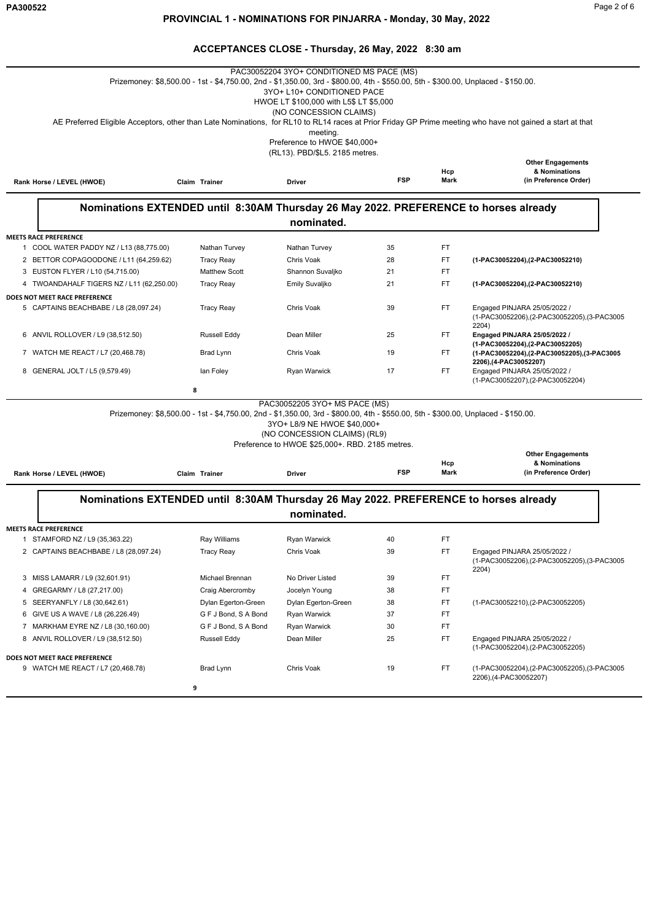## PROVINCIAL 1 - NOMINATIONS FOR PINJARRA - Monday, 30 May, 2022

### ACCEPTANCES CLOSE - Thursday, 26 May, 2022 8:30 am

PAC30052204 3YO+ CONDITIONED MS PACE (MS)

Prizemoney: $8,500.00 - 1st - $4,750.00, 2nd - $1,350.00, 3rd - $800.00, 4th - $550.00, 5th - $300.00, Unplaced - $150.00.

3YO+ L10+ CONDITIONED PACE

HWOE LT $100,000 with L5$ LT $5,000

(NO CONCESSION CLAIMS)

AE Preferred Eligible Acceptors, other than Late Nominations, for RL10 to RL14 races at Prior Friday GP Prime meeting who have not gained a start at that meeting.

Preference to HWOE $40,000+

(RL13). PBD/$L5. 2185 metres.

**Nominations EXTENDED until 8:30AM Thursday 26 May 2022. PREFERENCE to horses already nominated.**

| Rank | Horse / LEVEL (HWOE) | Claim | Trainer | Driver | FSP | Hcp Mark | Other Engagements & Nominations (in Preference Order) |
|---|---|---|---|---|---|---|---|
| **MEETS RACE PREFERENCE** | | | | | | | |
| 1 | COOL WATER PADDY NZ / L13 (88,775.00) | | Nathan Turvey | Nathan Turvey | 35 | FT | |
| 2 | BETTOR COPAGOODONE / L11 (64,259.62) | | Tracy Reay | Chris Voak | 28 | FT | **(1-PAC30052204),(2-PAC30052210)** |
| 3 | EUSTON FLYER / L10 (54,715.00) | | Matthew Scott | Shannon Suvaljko | 21 | FT | |
| 4 | TWOANDAHALF TIGERS NZ / L11 (62,250.00) | | Tracy Reay | Emily Suvaljko | 21 | FT | **(1-PAC30052204),(2-PAC30052210)** |
| **DOES NOT MEET RACE PREFERENCE** | | | | | | | |
| 5 | CAPTAINS BEACHBABE / L8 (28,097.24) | | Tracy Reay | Chris Voak | 39 | FT | Engaged PINJARA 25/05/2022 / (1-PAC30052206),(2-PAC30052205),(3-PAC30052204) |
| 6 | ANVIL ROLLOVER / L9 (38,512.50) | | Russell Eddy | Dean Miller | 25 | FT | **Engaged PINJARA 25/05/2022 / (1-PAC30052204),(2-PAC30052205)** |
| 7 | WATCH ME REACT / L7 (20,468.78) | | Brad Lynn | Chris Voak | 19 | FT | **(1-PAC30052204),(2-PAC30052205),(3-PAC30052206),(4-PAC30052207)** |
| 8 | GENERAL JOLT / L5 (9,579.49) | | Ian Foley | Ryan Warwick | 17 | FT | Engaged PINJARA 25/05/2022 / (1-PAC30052207),(2-PAC30052204) |
| | | 8 | | | | | |

PAC30052205 3YO+ MS PACE (MS)

Prizemoney: $8,500.00 - 1st - $4,750.00, 2nd - $1,350.00, 3rd - $800.00, 4th - $550.00, 5th - $300.00, Unplaced - $150.00.

3YO+ L8/9 NE HWOE $40,000+

(NO CONCESSION CLAIMS) (RL9)

Preference to HWOE $25,000+. RBD. 2185 metres.

**Nominations EXTENDED until 8:30AM Thursday 26 May 2022. PREFERENCE to horses already nominated.**

| Rank | Horse / LEVEL (HWOE) | Claim | Trainer | Driver | FSP | Hcp Mark | Other Engagements & Nominations (in Preference Order) |
|---|---|---|---|---|---|---|---|
| **MEETS RACE PREFERENCE** | | | | | | | |
| 1 | STAMFORD NZ / L9 (35,363.22) | | Ray Williams | Ryan Warwick | 40 | FT | |
| 2 | CAPTAINS BEACHBABE / L8 (28,097.24) | | Tracy Reay | Chris Voak | 39 | FT | Engaged PINJARA 25/05/2022 / (1-PAC30052206),(2-PAC30052205),(3-PAC30052204) |
| 3 | MISS LAMARR / L9 (32,601.91) | | Michael Brennan | No Driver Listed | 39 | FT | |
| 4 | GREGARMY / L8 (27,217.00) | | Craig Abercromby | Jocelyn Young | 38 | FT | |
| 5 | SEERYANFLY / L8 (30,642.61) | | Dylan Egerton-Green | Dylan Egerton-Green | 38 | FT | (1-PAC30052210),(2-PAC30052205) |
| 6 | GIVE US A WAVE / L8 (26,226.49) | | G F J Bond, S A Bond | Ryan Warwick | 37 | FT | |
| 7 | MARKHAM EYRE NZ / L8 (30,160.00) | | G F J Bond, S A Bond | Ryan Warwick | 30 | FT | |
| 8 | ANVIL ROLLOVER / L9 (38,512.50) | | Russell Eddy | Dean Miller | 25 | FT | Engaged PINJARA 25/05/2022 / (1-PAC30052204),(2-PAC30052205) |
| **DOES NOT MEET RACE PREFERENCE** | | | | | | | |
| 9 | WATCH ME REACT / L7 (20,468.78) | | Brad Lynn | Chris Voak | 19 | FT | (1-PAC30052204),(2-PAC30052205),(3-PAC30052206),(4-PAC30052207) |
| | | 9 | | | | | |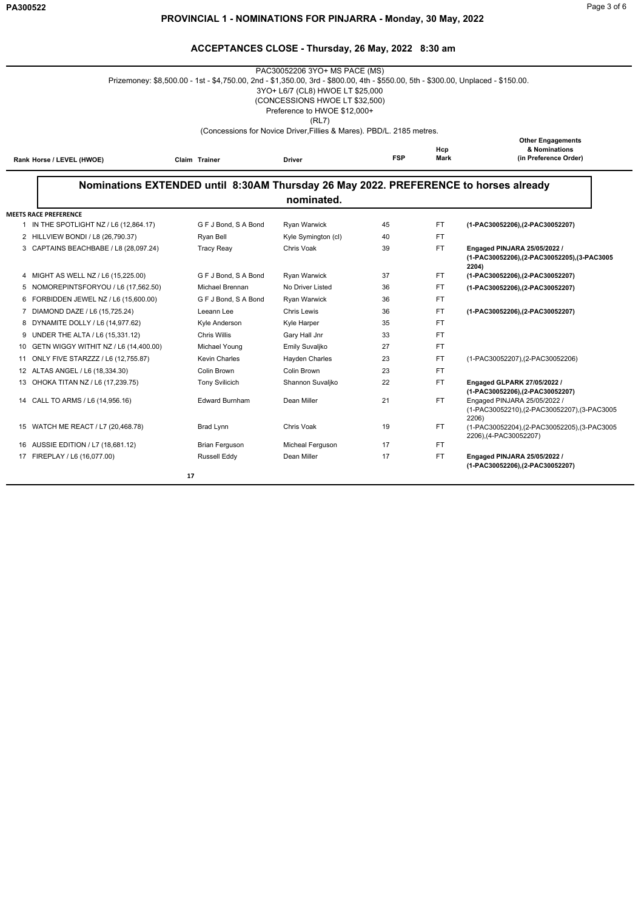# PROVINCIAL 1 - NOMINATIONS FOR PINJARRA - Monday, 30 May, 2022

## ACCEPTANCES CLOSE - Thursday, 26 May, 2022 8:30 am

PAC30052206 3YO+ MS PACE (MS)

Prizemoney: $8,500.00 - 1st - $4,750.00, 2nd - $1,350.00, 3rd - $800.00, 4th - $550.00, 5th - $300.00, Unplaced - $150.00.

3YO+ L6/7 (CL8) HWOE LT $25,000

(CONCESSIONS HWOE LT $32,500)

Preference to HWOE $12,000+

(RL7)

(Concessions for Novice Driver,Fillies & Mares). PBD/L. 2185 metres.

**Nominations EXTENDED until 8:30AM Thursday 26 May 2022. PREFERENCE to horses already nominated.**

| Rank | Horse / LEVEL (HWOE) | Claim | Trainer | Driver | FSP | Hcp Mark | Other Engagements & Nominations (in Preference Order) |
|---|---|---|---|---|---|---|---|
| **MEETS RACE PREFERENCE** | | | | | | | |
| 1 | IN THE SPOTLIGHT NZ / L6 (12,864.17) | | G F J Bond, S A Bond | Ryan Warwick | 45 | FT | **(1-PAC30052206),(2-PAC30052207)** |
| 2 | HILLVIEW BONDI / L8 (26,790.37) | | Ryan Bell | Kyle Symington (cl) | 40 | FT | |
| 3 | CAPTAINS BEACHBABE / L8 (28,097.24) | | Tracy Reay | Chris Voak | 39 | FT | **Engaged PINJARA 25/05/2022 / (1-PAC30052206),(2-PAC30052205),(3-PAC30052204)** |
| 4 | MIGHT AS WELL NZ / L6 (15,225.00) | | G F J Bond, S A Bond | Ryan Warwick | 37 | FT | **(1-PAC30052206),(2-PAC30052207)** |
| 5 | NOMOREPINTSFORYOU / L6 (17,562.50) | | Michael Brennan | No Driver Listed | 36 | FT | **(1-PAC30052206),(2-PAC30052207)** |
| 6 | FORBIDDEN JEWEL NZ / L6 (15,600.00) | | G F J Bond, S A Bond | Ryan Warwick | 36 | FT | |
| 7 | DIAMOND DAZE / L6 (15,725.24) | | Leeann Lee | Chris Lewis | 36 | FT | **(1-PAC30052206),(2-PAC30052207)** |
| 8 | DYNAMITE DOLLY / L6 (14,977.62) | | Kyle Anderson | Kyle Harper | 35 | FT | |
| 9 | UNDER THE ALTA / L6 (15,331.12) | | Chris Willis | Gary Hall Jnr | 33 | FT | |
| 10 | GETN WIGGY WITHIT NZ / L6 (14,400.00) | | Michael Young | Emily Suvaljko | 27 | FT | |
| 11 | ONLY FIVE STARZZZ / L6 (12,755.87) | | Kevin Charles | Hayden Charles | 23 | FT | (1-PAC30052207),(2-PAC30052206) |
| 12 | ALTAS ANGEL / L6 (18,334.30) | | Colin Brown | Colin Brown | 23 | FT | |
| 13 | OHOKA TITAN NZ / L6 (17,239.75) | | Tony Svilicich | Shannon Suvaljko | 22 | FT | **Engaged GLPARK 27/05/2022 / (1-PAC30052206),(2-PAC30052207)** |
| 14 | CALL TO ARMS / L6 (14,956.16) | | Edward Burnham | Dean Miller | 21 | FT | Engaged PINJARA 25/05/2022 / (1-PAC30052210),(2-PAC30052207),(3-PAC30052206) |
| 15 | WATCH ME REACT / L7 (20,468.78) | | Brad Lynn | Chris Voak | 19 | FT | (1-PAC30052204),(2-PAC30052205),(3-PAC30052206),(4-PAC30052207) |
| 16 | AUSSIE EDITION / L7 (18,681.12) | | Brian Ferguson | Micheal Ferguson | 17 | FT | |
| 17 | FIREPLAY / L6 (16,077.00) | | Russell Eddy | Dean Miller | 17 | FT | **Engaged PINJARA 25/05/2022 / (1-PAC30052206),(2-PAC30052207)** |

17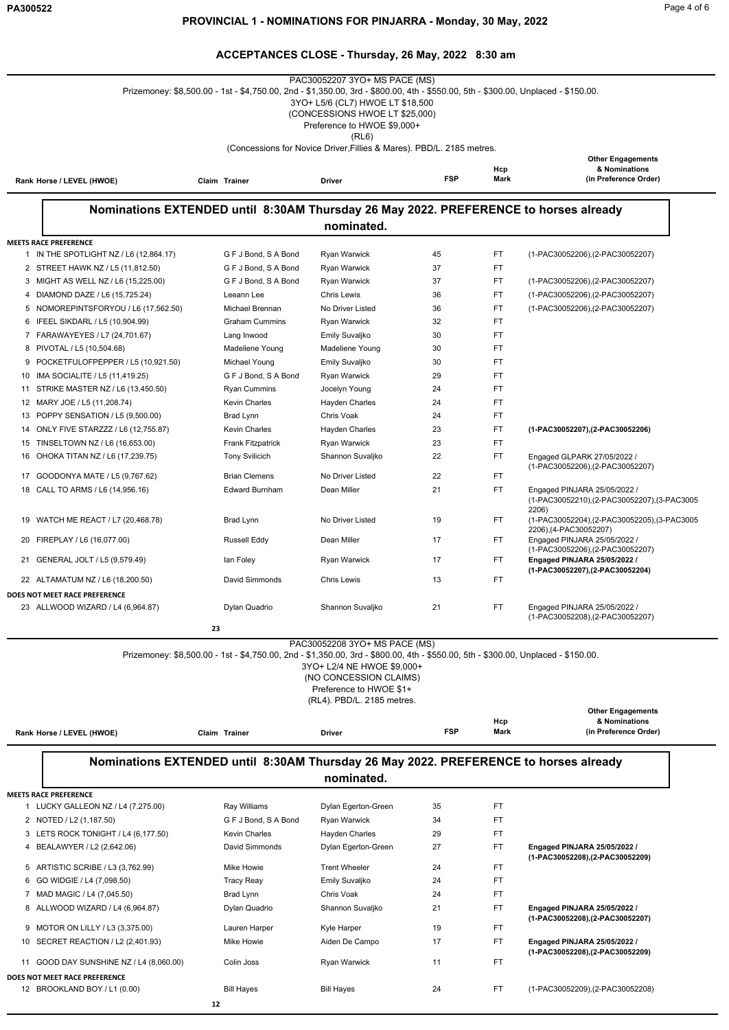# PROVINCIAL 1 - NOMINATIONS FOR PINJARRA - Monday, 30 May, 2022

## ACCEPTANCES CLOSE - Thursday, 26 May, 2022 8:30 am

### PAC30052207 3YO+ MS PACE (MS)

Prizemoney: $8,500.00 - 1st - $4,750.00, 2nd - $1,350.00, 3rd - $800.00, 4th - $550.00, 5th - $300.00, Unplaced - $150.00.
3YO+ L5/6 (CL7) HWOE LT $18,500
(CONCESSIONS HWOE LT $25,000)
Preference to HWOE $9,000+
(RL6)
(Concessions for Novice Driver,Fillies & Mares). PBD/L. 2185 metres.

**Nominations EXTENDED until 8:30AM Thursday 26 May 2022. PREFERENCE to horses already nominated.**

| Rank | Horse / LEVEL (HWOE) | Claim | Trainer | Driver | FSP | Hcp Mark | Other Engagements & Nominations (in Preference Order) |
|---|---|---|---|---|---|---|---|
| **MEETS RACE PREFERENCE** | | | | | | | |
| 1 | IN THE SPOTLIGHT NZ / L6 (12,864.17) | | G F J Bond, S A Bond | Ryan Warwick | 45 | FT | (1-PAC30052206),(2-PAC30052207) |
| 2 | STREET HAWK NZ / L5 (11,812.50) | | G F J Bond, S A Bond | Ryan Warwick | 37 | FT | |
| 3 | MIGHT AS WELL NZ / L6 (15,225.00) | | G F J Bond, S A Bond | Ryan Warwick | 37 | FT | (1-PAC30052206),(2-PAC30052207) |
| 4 | DIAMOND DAZE / L6 (15,725.24) | | Leeann Lee | Chris Lewis | 36 | FT | (1-PAC30052206),(2-PAC30052207) |
| 5 | NOMOREPINTSFORYOU / L6 (17,562.50) | | Michael Brennan | No Driver Listed | 36 | FT | (1-PAC30052206),(2-PAC30052207) |
| 6 | IFEEL SIKDARL / L5 (10,904.99) | | Graham Cummins | Ryan Warwick | 32 | FT | |
| 7 | FARAWAYEYES / L7 (24,701.67) | | Lang Inwood | Emily Suvaljko | 30 | FT | |
| 8 | PIVOTAL / L5 (10,504.68) | | Madeliene Young | Madeliene Young | 30 | FT | |
| 9 | POCKETFULOFPEPPER / L5 (10,921.50) | | Michael Young | Emily Suvaljko | 30 | FT | |
| 10 | IMA SOCIALITE / L5 (11,419.25) | | G F J Bond, S A Bond | Ryan Warwick | 29 | FT | |
| 11 | STRIKE MASTER NZ / L6 (13,450.50) | | Ryan Cummins | Jocelyn Young | 24 | FT | |
| 12 | MARY JOE / L5 (11,208.74) | | Kevin Charles | Hayden Charles | 24 | FT | |
| 13 | POPPY SENSATION / L5 (9,500.00) | | Brad Lynn | Chris Voak | 24 | FT | |
| 14 | ONLY FIVE STARZZZ / L6 (12,755.87) | | Kevin Charles | Hayden Charles | 23 | FT | **(1-PAC30052207),(2-PAC30052206)** |
| 15 | TINSELTOWN NZ / L6 (16,653.00) | | Frank Fitzpatrick | Ryan Warwick | 23 | FT | |
| 16 | OHOKA TITAN NZ / L6 (17,239.75) | | Tony Svilicich | Shannon Suvaljko | 22 | FT | Engaged GLPARK 27/05/2022 / (1-PAC30052206),(2-PAC30052207) |
| 17 | GOODONYA MATE / L5 (9,767.62) | | Brian Clemens | No Driver Listed | 22 | FT | |
| 18 | CALL TO ARMS / L6 (14,956.16) | | Edward Burnham | Dean Miller | 21 | FT | Engaged PINJARA 25/05/2022 / (1-PAC30052210),(2-PAC30052207),(3-PAC30052206) |
| 19 | WATCH ME REACT / L7 (20,468.78) | | Brad Lynn | No Driver Listed | 19 | FT | (1-PAC30052204),(2-PAC30052205),(3-PAC30052206),(4-PAC30052207) |
| 20 | FIREPLAY / L6 (16,077.00) | | Russell Eddy | Dean Miller | 17 | FT | Engaged PINJARA 25/05/2022 / (1-PAC30052206),(2-PAC30052207) |
| 21 | GENERAL JOLT / L5 (9,579.49) | | Ian Foley | Ryan Warwick | 17 | FT | **Engaged PINJARA 25/05/2022 / (1-PAC30052207),(2-PAC30052204)** |
| 22 | ALTAMATUM NZ / L6 (18,200.50) | | David Simmonds | Chris Lewis | 13 | FT | |
| **DOES NOT MEET RACE PREFERENCE** | | | | | | | |
| 23 | ALLWOOD WIZARD / L4 (6,964.87) | | Dylan Quadrio | Shannon Suvaljko | 21 | FT | Engaged PINJARA 25/05/2022 / (1-PAC30052208),(2-PAC30052207) |

**23**

### PAC30052208 3YO+ MS PACE (MS)

Prizemoney: $8,500.00 - 1st - $4,750.00, 2nd - $1,350.00, 3rd - $800.00, 4th - $550.00, 5th - $300.00, Unplaced - $150.00.
3YO+ L2/4 NE HWOE $9,000+
(NO CONCESSION CLAIMS)
Preference to HWOE $1+
(RL4). PBD/L. 2185 metres.

**Nominations EXTENDED until 8:30AM Thursday 26 May 2022. PREFERENCE to horses already nominated.**

| Rank | Horse / LEVEL (HWOE) | Claim | Trainer | Driver | FSP | Hcp Mark | Other Engagements & Nominations (in Preference Order) |
|---|---|---|---|---|---|---|---|
| **MEETS RACE PREFERENCE** | | | | | | | |
| 1 | LUCKY GALLEON NZ / L4 (7,275.00) | | Ray Williams | Dylan Egerton-Green | 35 | FT | |
| 2 | NOTED / L2 (1,187.50) | | G F J Bond, S A Bond | Ryan Warwick | 34 | FT | |
| 3 | LETS ROCK TONIGHT / L4 (6,177.50) | | Kevin Charles | Hayden Charles | 29 | FT | |
| 4 | BEALAWYER / L2 (2,642.06) | | David Simmonds | Dylan Egerton-Green | 27 | FT | **Engaged PINJARA 25/05/2022 / (1-PAC30052208),(2-PAC30052209)** |
| 5 | ARTISTIC SCRIBE / L3 (3,762.99) | | Mike Howie | Trent Wheeler | 24 | FT | |
| 6 | GO WIDGIE / L4 (7,098.50) | | Tracy Reay | Emily Suvaljko | 24 | FT | |
| 7 | MAD MAGIC / L4 (7,045.50) | | Brad Lynn | Chris Voak | 24 | FT | |
| 8 | ALLWOOD WIZARD / L4 (6,964.87) | | Dylan Quadrio | Shannon Suvaljko | 21 | FT | **Engaged PINJARA 25/05/2022 / (1-PAC30052208),(2-PAC30052207)** |
| 9 | MOTOR ON LILLY / L3 (3,375.00) | | Lauren Harper | Kyle Harper | 19 | FT | |
| 10 | SECRET REACTION / L2 (2,401.93) | | Mike Howie | Aiden De Campo | 17 | FT | **Engaged PINJARA 25/05/2022 / (1-PAC30052208),(2-PAC30052209)** |
| 11 | GOOD DAY SUNSHINE NZ / L4 (8,060.00) | | Colin Joss | Ryan Warwick | 11 | FT | |
| **DOES NOT MEET RACE PREFERENCE** | | | | | | | |
| 12 | BROOKLAND BOY / L1 (0.00) | | Bill Hayes | Bill Hayes | 24 | FT | (1-PAC30052209),(2-PAC30052208) |

**12**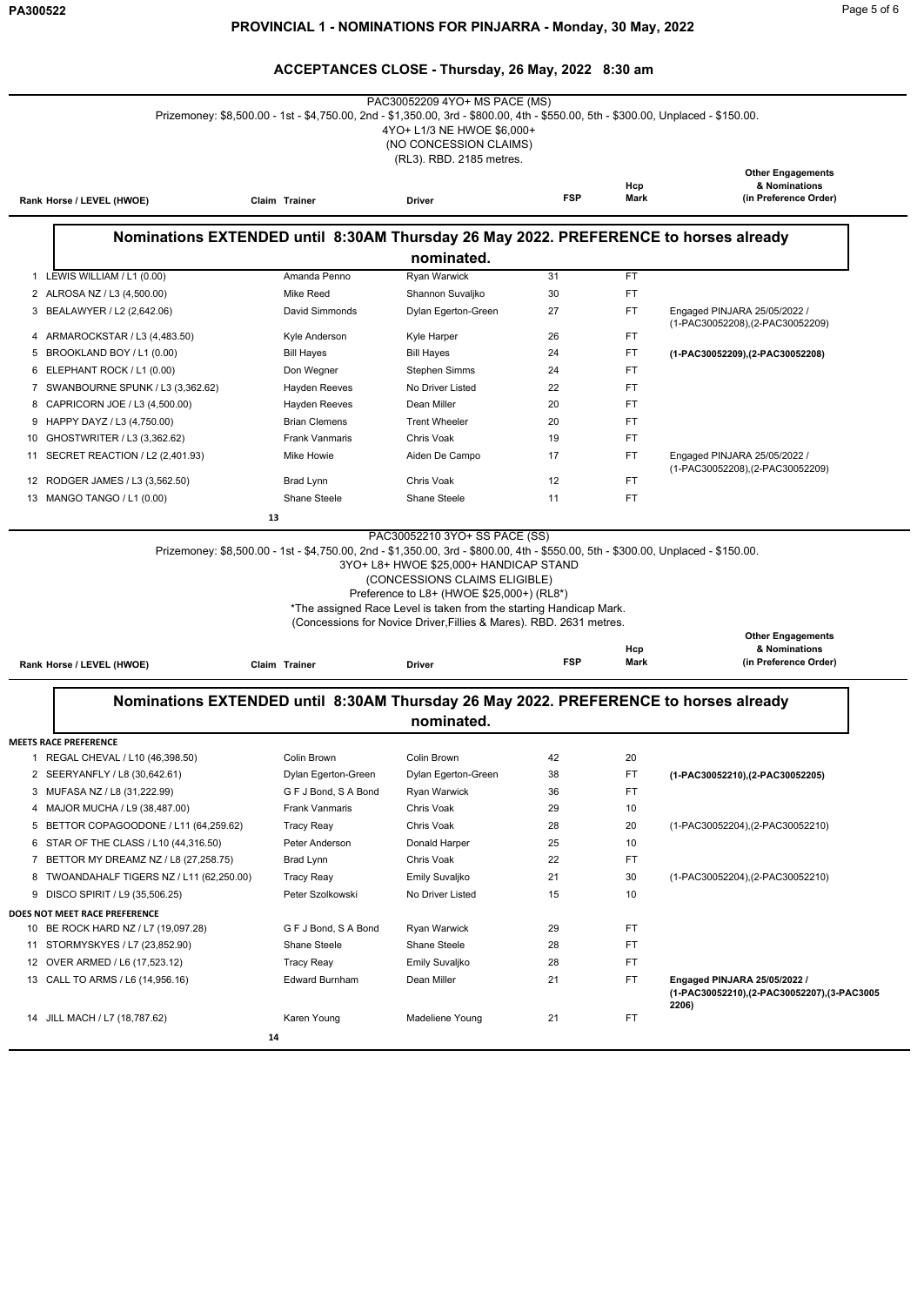# PROVINCIAL 1 - NOMINATIONS FOR PINJARRA - Monday, 30 May, 2022

## ACCEPTANCES CLOSE - Thursday, 26 May, 2022 8:30 am

### PAC30052209 4YO+ MS PACE (MS)

Prizemoney: $8,500.00 - 1st - $4,750.00, 2nd - $1,350.00, 3rd - $800.00, 4th - $550.00, 5th - $300.00, Unplaced - $150.00.
4YO+ L1/3 NE HWOE $6,000+
(NO CONCESSION CLAIMS)
(RL3). RBD. 2185 metres.

**Nominations EXTENDED until 8:30AM Thursday 26 May 2022. PREFERENCE to horses already nominated.**

| Rank | Horse / LEVEL (HWOE) | Claim | Trainer | Driver | FSP | Hcp Mark | Other Engagements & Nominations (in Preference Order) |
|---|---|---|---|---|---|---|---|
| 1 | LEWIS WILLIAM / L1 (0.00) | | Amanda Penno | Ryan Warwick | 31 | FT | |
| 2 | ALROSA NZ / L3 (4,500.00) | | Mike Reed | Shannon Suvaljko | 30 | FT | |
| 3 | BEALAWYER / L2 (2,642.06) | | David Simmonds | Dylan Egerton-Green | 27 | FT | Engaged PINJARA 25/05/2022 / (1-PAC30052208),(2-PAC30052209) |
| 4 | ARMAROCKSTAR / L3 (4,483.50) | | Kyle Anderson | Kyle Harper | 26 | FT | |
| 5 | BROOKLAND BOY / L1 (0.00) | | Bill Hayes | Bill Hayes | 24 | FT | **(1-PAC30052209),(2-PAC30052208)** |
| 6 | ELEPHANT ROCK / L1 (0.00) | | Don Wegner | Stephen Simms | 24 | FT | |
| 7 | SWANBOURNE SPUNK / L3 (3,362.62) | | Hayden Reeves | No Driver Listed | 22 | FT | |
| 8 | CAPRICORN JOE / L3 (4,500.00) | | Hayden Reeves | Dean Miller | 20 | FT | |
| 9 | HAPPY DAYZ / L3 (4,750.00) | | Brian Clemens | Trent Wheeler | 20 | FT | |
| 10 | GHOSTWRITER / L3 (3,362.62) | | Frank Vanmaris | Chris Voak | 19 | FT | |
| 11 | SECRET REACTION / L2 (2,401.93) | | Mike Howie | Aiden De Campo | 17 | FT | Engaged PINJARA 25/05/2022 / (1-PAC30052208),(2-PAC30052209) |
| 12 | RODGER JAMES / L3 (3,562.50) | | Brad Lynn | Chris Voak | 12 | FT | |
| 13 | MANGO TANGO / L1 (0.00) | | Shane Steele | Shane Steele | 11 | FT | |

13

### PAC30052210 3YO+ SS PACE (SS)

Prizemoney: $8,500.00 - 1st - $4,750.00, 2nd - $1,350.00, 3rd - $800.00, 4th - $550.00, 5th - $300.00, Unplaced - $150.00.
3YO+ L8+ HWOE $25,000+ HANDICAP STAND
(CONCESSIONS CLAIMS ELIGIBLE)
Preference to L8+ (HWOE $25,000+) (RL8*)
*The assigned Race Level is taken from the starting Handicap Mark.
(Concessions for Novice Driver,Fillies & Mares). RBD. 2631 metres.

**Nominations EXTENDED until 8:30AM Thursday 26 May 2022. PREFERENCE to horses already nominated.**

| Rank | Horse / LEVEL (HWOE) | Claim | Trainer | Driver | FSP | Hcp Mark | Other Engagements & Nominations (in Preference Order) |
|---|---|---|---|---|---|---|---|
| **MEETS RACE PREFERENCE** | | | | | | | |
| 1 | REGAL CHEVAL / L10 (46,398.50) | | Colin Brown | Colin Brown | 42 | 20 | |
| 2 | SEERYANFLY / L8 (30,642.61) | | Dylan Egerton-Green | Dylan Egerton-Green | 38 | FT | **(1-PAC30052210),(2-PAC30052205)** |
| 3 | MUFASA NZ / L8 (31,222.99) | | G F J Bond, S A Bond | Ryan Warwick | 36 | FT | |
| 4 | MAJOR MUCHA / L9 (38,487.00) | | Frank Vanmaris | Chris Voak | 29 | 10 | |
| 5 | BETTOR COPAGOODONE / L11 (64,259.62) | | Tracy Reay | Chris Voak | 28 | 20 | (1-PAC30052204),(2-PAC30052210) |
| 6 | STAR OF THE CLASS / L10 (44,316.50) | | Peter Anderson | Donald Harper | 25 | 10 | |
| 7 | BETTOR MY DREAMZ NZ / L8 (27,258.75) | | Brad Lynn | Chris Voak | 22 | FT | |
| 8 | TWOANDAHALF TIGERS NZ / L11 (62,250.00) | | Tracy Reay | Emily Suvaljko | 21 | 30 | (1-PAC30052204),(2-PAC30052210) |
| 9 | DISCO SPIRIT / L9 (35,506.25) | | Peter Szolkowski | No Driver Listed | 15 | 10 | |
| **DOES NOT MEET RACE PREFERENCE** | | | | | | | |
| 10 | BE ROCK HARD NZ / L7 (19,097.28) | | G F J Bond, S A Bond | Ryan Warwick | 29 | FT | |
| 11 | STORMYSKYES / L7 (23,852.90) | | Shane Steele | Shane Steele | 28 | FT | |
| 12 | OVER ARMED / L6 (17,523.12) | | Tracy Reay | Emily Suvaljko | 28 | FT | |
| 13 | CALL TO ARMS / L6 (14,956.16) | | Edward Burnham | Dean Miller | 21 | FT | **Engaged PINJARA 25/05/2022 / (1-PAC30052210),(2-PAC30052207),(3-PAC30052206)** |
| 14 | JILL MACH / L7 (18,787.62) | | Karen Young | Madeliene Young | 21 | FT | |

14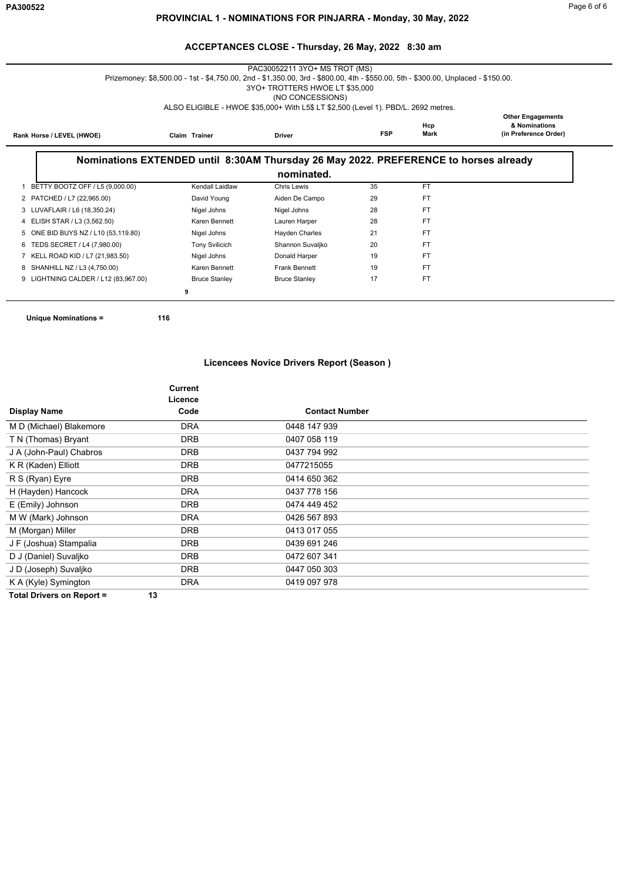## PROVINCIAL 1 - NOMINATIONS FOR PINJARRA - Monday, 30 May, 2022

### ACCEPTANCES CLOSE - Thursday, 26 May, 2022 8:30 am

PAC30052211 3YO+ MS TROT (MS)
Prizemoney: $8,500.00 - 1st - $4,750.00, 2nd - $1,350.00, 3rd - $800.00, 4th - $550.00, 5th - $300.00, Unplaced - $150.00.
3YO+ TROTTERS HWOE LT $35,000
(NO CONCESSIONS)
ALSO ELIGIBLE - HWOE $35,000+ With L5$ LT $2,500 (Level 1). PBD/L. 2692 metres.

**Nominations EXTENDED until 8:30AM Thursday 26 May 2022. PREFERENCE to horses already nominated.**

| Rank | Horse / LEVEL (HWOE) | Claim | Trainer | Driver | FSP | Hcp Mark | Other Engagements & Nominations (in Preference Order) |
|---|---|---|---|---|---|---|---|
| 1 | BETTY BOOTZ OFF / L5 (9,000.00) | | Kendall Laidlaw | Chris Lewis | 35 | FT | |
| 2 | PATCHED / L7 (22,965.00) | | David Young | Aiden De Campo | 29 | FT | |
| 3 | LUVAFLAIR / L6 (18,350.24) | | Nigel Johns | Nigel Johns | 28 | FT | |
| 4 | ELISH STAR / L3 (3,562.50) | | Karen Bennett | Lauren Harper | 28 | FT | |
| 5 | ONE BID BUYS NZ / L10 (53,119.80) | | Nigel Johns | Hayden Charles | 21 | FT | |
| 6 | TEDS SECRET / L4 (7,980.00) | | Tony Svilicich | Shannon Suvaljko | 20 | FT | |
| 7 | KELL ROAD KID / L7 (21,983.50) | | Nigel Johns | Donald Harper | 19 | FT | |
| 8 | SHANHILL NZ / L3 (4,750.00) | | Karen Bennett | Frank Bennett | 19 | FT | |
| 9 | LIGHTNING CALDER / L12 (83,967.00) | | Bruce Stanley | Bruce Stanley | 17 | FT | |
| | | 9 | | | | | |

**Unique Nominations =** 116

### Licencees Novice Drivers Report (Season )

| Display Name | Current Licence Code | Contact Number |
|---|---|---|
| M D (Michael) Blakemore | DRA | 0448 147 939 |
| T N (Thomas) Bryant | DRB | 0407 058 119 |
| J A (John-Paul) Chabros | DRB | 0437 794 992 |
| K R (Kaden) Elliott | DRB | 0477215055 |
| R S (Ryan) Eyre | DRB | 0414 650 362 |
| H (Hayden) Hancock | DRA | 0437 778 156 |
| E (Emily) Johnson | DRB | 0474 449 452 |
| M W (Mark) Johnson | DRA | 0426 567 893 |
| M (Morgan) Miller | DRB | 0413 017 055 |
| J F (Joshua) Stampalia | DRB | 0439 691 246 |
| D J (Daniel) Suvaljko | DRB | 0472 607 341 |
| J D (Joseph) Suvaljko | DRB | 0447 050 303 |
| K A (Kyle) Symington | DRA | 0419 097 978 |

**Total Drivers on Report =** 13